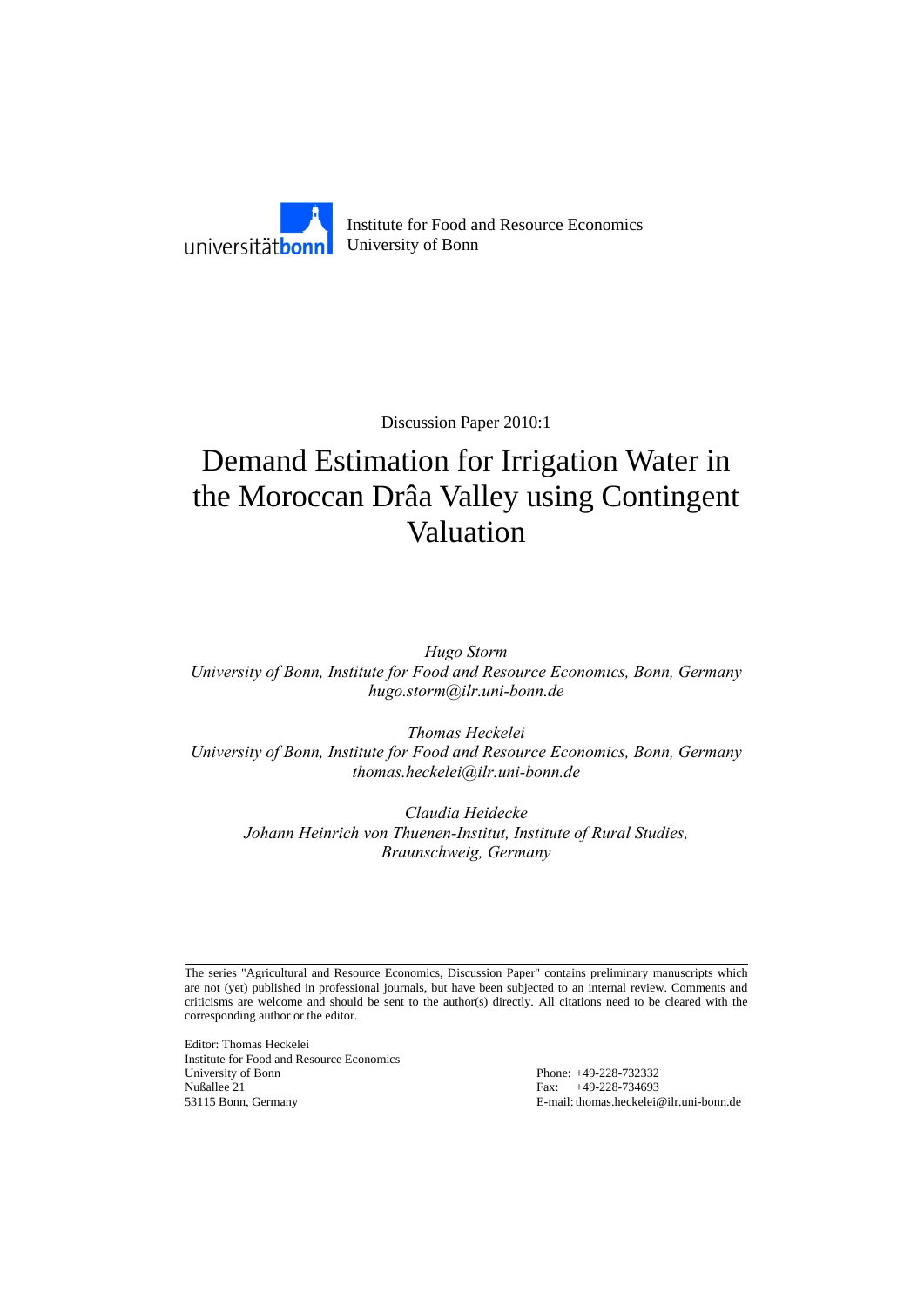universitätbonn

Institute for Food and Resource Economics
University of Bonn

Discussion Paper 2010:1

# Demand Estimation for Irrigation Water in the Moroccan Drâa Valley using Contingent Valuation

*Hugo Storm*
*University of Bonn, Institute for Food and Resource Economics, Bonn, Germany*
*hugo.storm@ilr.uni-bonn.de*

*Thomas Heckelei*
*University of Bonn, Institute for Food and Resource Economics, Bonn, Germany*
*thomas.heckelei@ilr.uni-bonn.de*

*Claudia Heidecke*
*Johann Heinrich von Thuenen-Institut, Institute of Rural Studies, Braunschweig, Germany*

---

The series "Agricultural and Resource Economics, Discussion Paper" contains preliminary manuscripts which are not (yet) published in professional journals, but have been subjected to an internal review. Comments and criticisms are welcome and should be sent to the author(s) directly. All citations need to be cleared with the corresponding author or the editor.

Editor: Thomas Heckelei
Institute for Food and Resource Economics
University of Bonn
Nußallee 21
53115 Bonn, Germany

Phone: +49-228-732332
Fax: +49-228-734693
E-mail: thomas.heckelei@ilr.uni-bonn.de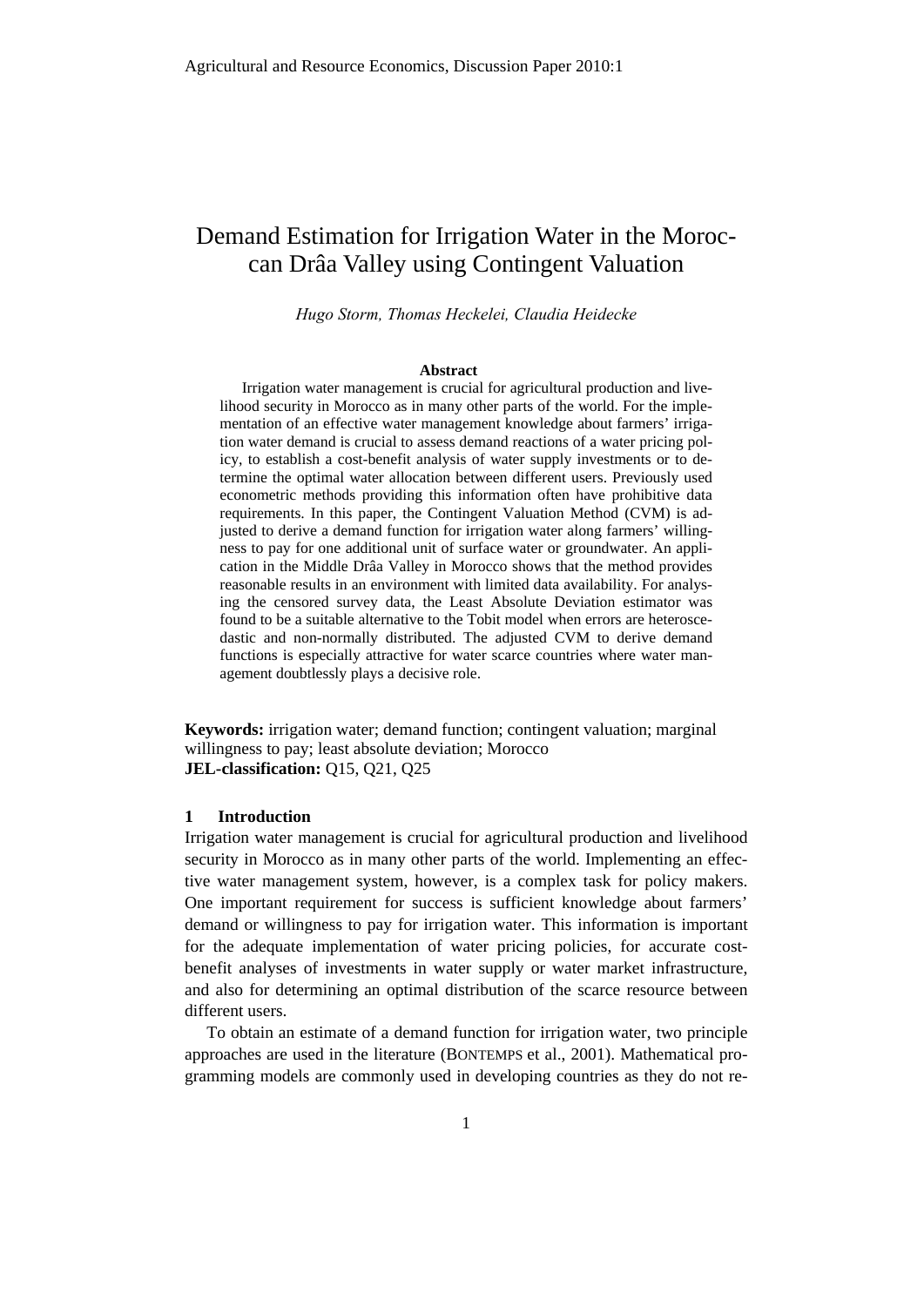Agricultural and Resource Economics, Discussion Paper 2010:1

# Demand Estimation for Irrigation Water in the Moroccan Drâa Valley using Contingent Valuation

*Hugo Storm, Thomas Heckelei, Claudia Heidecke*

**Abstract**

Irrigation water management is crucial for agricultural production and livelihood security in Morocco as in many other parts of the world. For the implementation of an effective water management knowledge about farmers' irrigation water demand is crucial to assess demand reactions of a water pricing policy, to establish a cost-benefit analysis of water supply investments or to determine the optimal water allocation between different users. Previously used econometric methods providing this information often have prohibitive data requirements. In this paper, the Contingent Valuation Method (CVM) is adjusted to derive a demand function for irrigation water along farmers' willingness to pay for one additional unit of surface water or groundwater. An application in the Middle Drâa Valley in Morocco shows that the method provides reasonable results in an environment with limited data availability. For analysing the censored survey data, the Least Absolute Deviation estimator was found to be a suitable alternative to the Tobit model when errors are heteroscedastic and non-normally distributed. The adjusted CVM to derive demand functions is especially attractive for water scarce countries where water management doubtlessly plays a decisive role.

**Keywords:** irrigation water; demand function; contingent valuation; marginal willingness to pay; least absolute deviation; Morocco
**JEL-classification:** Q15, Q21, Q25

## 1 Introduction

Irrigation water management is crucial for agricultural production and livelihood security in Morocco as in many other parts of the world. Implementing an effective water management system, however, is a complex task for policy makers. One important requirement for success is sufficient knowledge about farmers' demand or willingness to pay for irrigation water. This information is important for the adequate implementation of water pricing policies, for accurate cost-benefit analyses of investments in water supply or water market infrastructure, and also for determining an optimal distribution of the scarce resource between different users.

To obtain an estimate of a demand function for irrigation water, two principle approaches are used in the literature (BONTEMPS et al., 2001). Mathematical programming models are commonly used in developing countries as they do not re-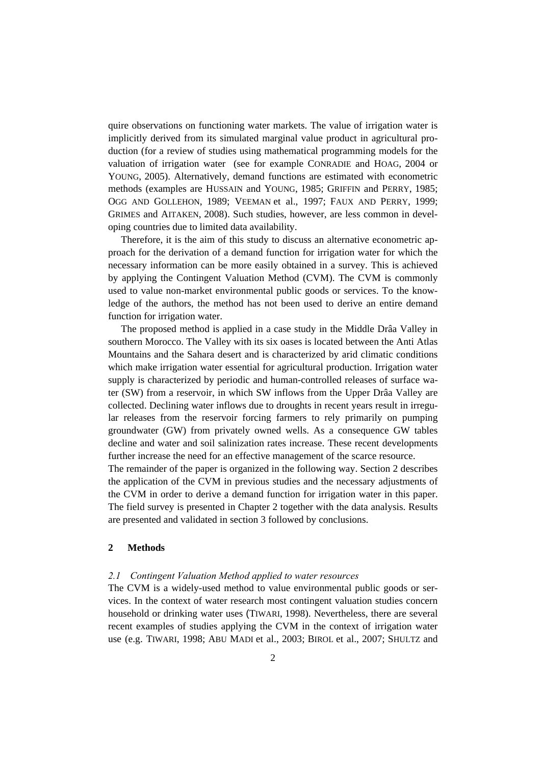quire observations on functioning water markets. The value of irrigation water is implicitly derived from its simulated marginal value product in agricultural production (for a review of studies using mathematical programming models for the valuation of irrigation water (see for example CONRADIE and HOAG, 2004 or YOUNG, 2005). Alternatively, demand functions are estimated with econometric methods (examples are HUSSAIN and YOUNG, 1985; GRIFFIN and PERRY, 1985; OGG AND GOLLEHON, 1989; VEEMAN et al., 1997; FAUX AND PERRY, 1999; GRIMES and AITAKEN, 2008). Such studies, however, are less common in developing countries due to limited data availability.

Therefore, it is the aim of this study to discuss an alternative econometric approach for the derivation of a demand function for irrigation water for which the necessary information can be more easily obtained in a survey. This is achieved by applying the Contingent Valuation Method (CVM). The CVM is commonly used to value non-market environmental public goods or services. To the knowledge of the authors, the method has not been used to derive an entire demand function for irrigation water.

The proposed method is applied in a case study in the Middle Drâa Valley in southern Morocco. The Valley with its six oases is located between the Anti Atlas Mountains and the Sahara desert and is characterized by arid climatic conditions which make irrigation water essential for agricultural production. Irrigation water supply is characterized by periodic and human-controlled releases of surface water (SW) from a reservoir, in which SW inflows from the Upper Drâa Valley are collected. Declining water inflows due to droughts in recent years result in irregular releases from the reservoir forcing farmers to rely primarily on pumping groundwater (GW) from privately owned wells. As a consequence GW tables decline and water and soil salinization rates increase. These recent developments further increase the need for an effective management of the scarce resource.

The remainder of the paper is organized in the following way. Section 2 describes the application of the CVM in previous studies and the necessary adjustments of the CVM in order to derive a demand function for irrigation water in this paper. The field survey is presented in Chapter 2 together with the data analysis. Results are presented and validated in section 3 followed by conclusions.

## 2 Methods

### *2.1 Contingent Valuation Method applied to water resources*

The CVM is a widely-used method to value environmental public goods or services. In the context of water research most contingent valuation studies concern household or drinking water uses (TIWARI, 1998). Nevertheless, there are several recent examples of studies applying the CVM in the context of irrigation water use (e.g. TIWARI, 1998; ABU MADI et al., 2003; BIROL et al., 2007; SHULTZ and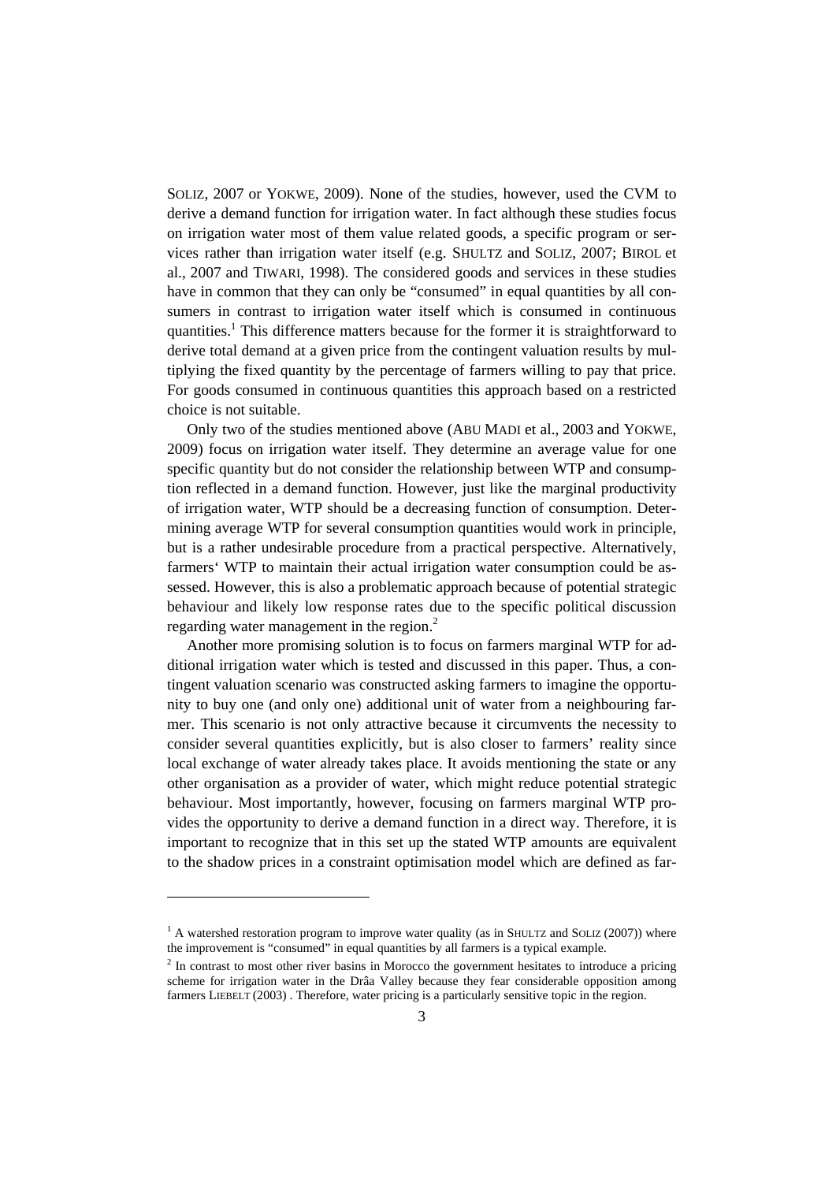SOLIZ, 2007 or YOKWE, 2009). None of the studies, however, used the CVM to derive a demand function for irrigation water. In fact although these studies focus on irrigation water most of them value related goods, a specific program or services rather than irrigation water itself (e.g. SHULTZ and SOLIZ, 2007; BIROL et al., 2007 and TIWARI, 1998). The considered goods and services in these studies have in common that they can only be "consumed" in equal quantities by all consumers in contrast to irrigation water itself which is consumed in continuous quantities.[1] This difference matters because for the former it is straightforward to derive total demand at a given price from the contingent valuation results by multiplying the fixed quantity by the percentage of farmers willing to pay that price. For goods consumed in continuous quantities this approach based on a restricted choice is not suitable.

Only two of the studies mentioned above (ABU MADI et al., 2003 and YOKWE, 2009) focus on irrigation water itself. They determine an average value for one specific quantity but do not consider the relationship between WTP and consumption reflected in a demand function. However, just like the marginal productivity of irrigation water, WTP should be a decreasing function of consumption. Determining average WTP for several consumption quantities would work in principle, but is a rather undesirable procedure from a practical perspective. Alternatively, farmers' WTP to maintain their actual irrigation water consumption could be assessed. However, this is also a problematic approach because of potential strategic behaviour and likely low response rates due to the specific political discussion regarding water management in the region.[2]

Another more promising solution is to focus on farmers marginal WTP for additional irrigation water which is tested and discussed in this paper. Thus, a contingent valuation scenario was constructed asking farmers to imagine the opportunity to buy one (and only one) additional unit of water from a neighbouring farmer. This scenario is not only attractive because it circumvents the necessity to consider several quantities explicitly, but is also closer to farmers' reality since local exchange of water already takes place. It avoids mentioning the state or any other organisation as a provider of water, which might reduce potential strategic behaviour. Most importantly, however, focusing on farmers marginal WTP provides the opportunity to derive a demand function in a direct way. Therefore, it is important to recognize that in this set up the stated WTP amounts are equivalent to the shadow prices in a constraint optimisation model which are defined as far-

---

[1] A watershed restoration program to improve water quality (as in SHULTZ and SOLIZ (2007)) where the improvement is "consumed" in equal quantities by all farmers is a typical example.

[2] In contrast to most other river basins in Morocco the government hesitates to introduce a pricing scheme for irrigation water in the Drâa Valley because they fear considerable opposition among farmers LIEBELT (2003) . Therefore, water pricing is a particularly sensitive topic in the region.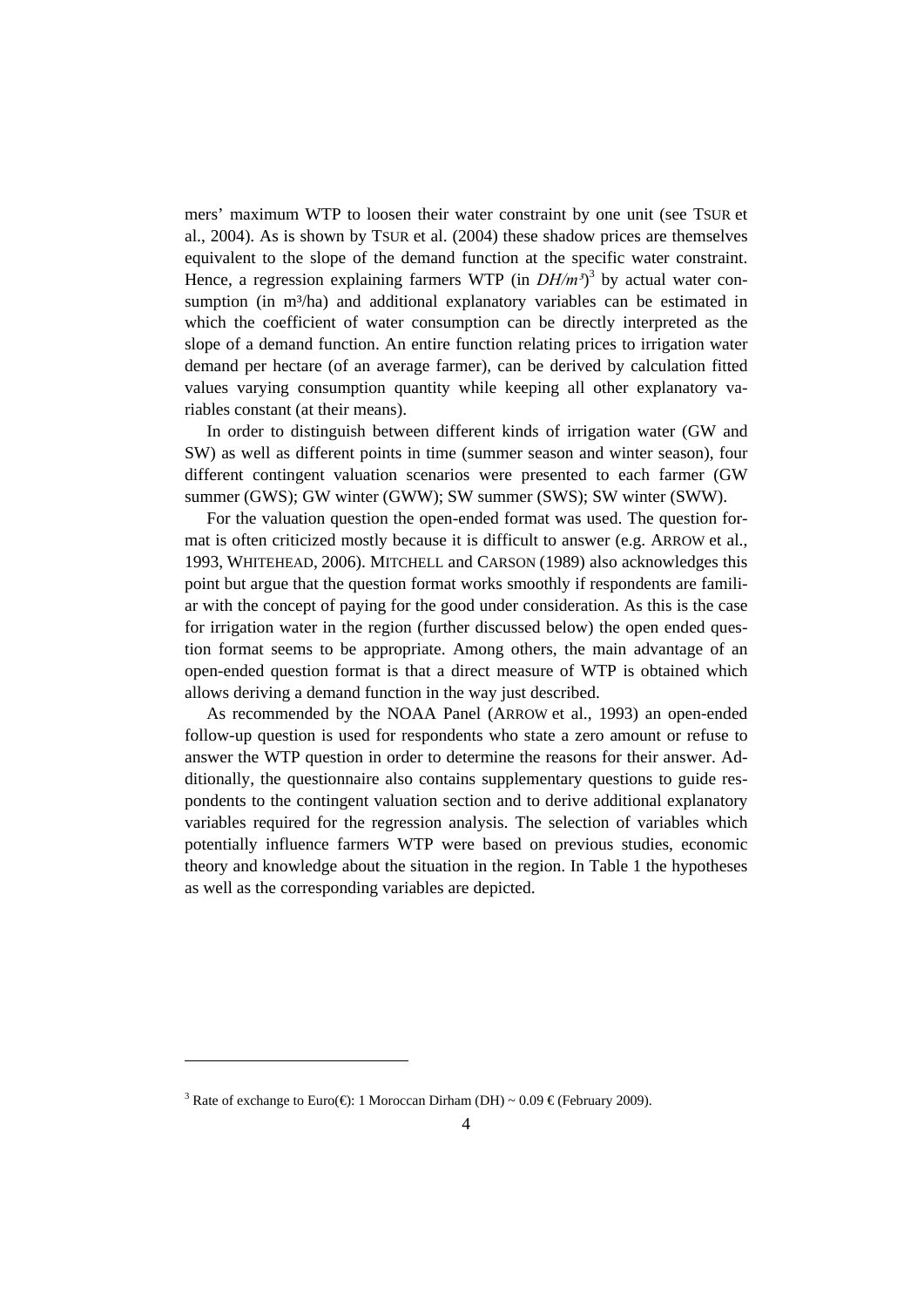mers' maximum WTP to loosen their water constraint by one unit (see TSUR et al., 2004). As is shown by TSUR et al. (2004) these shadow prices are themselves equivalent to the slope of the demand function at the specific water constraint. Hence, a regression explaining farmers WTP (in *DH/m³*)[3] by actual water consumption (in m³/ha) and additional explanatory variables can be estimated in which the coefficient of water consumption can be directly interpreted as the slope of a demand function. An entire function relating prices to irrigation water demand per hectare (of an average farmer), can be derived by calculation fitted values varying consumption quantity while keeping all other explanatory variables constant (at their means).

In order to distinguish between different kinds of irrigation water (GW and SW) as well as different points in time (summer season and winter season), four different contingent valuation scenarios were presented to each farmer (GW summer (GWS); GW winter (GWW); SW summer (SWS); SW winter (SWW).

For the valuation question the open-ended format was used. The question format is often criticized mostly because it is difficult to answer (e.g. ARROW et al., 1993, WHITEHEAD, 2006). MITCHELL and CARSON (1989) also acknowledges this point but argue that the question format works smoothly if respondents are familiar with the concept of paying for the good under consideration. As this is the case for irrigation water in the region (further discussed below) the open ended question format seems to be appropriate. Among others, the main advantage of an open-ended question format is that a direct measure of WTP is obtained which allows deriving a demand function in the way just described.

As recommended by the NOAA Panel (ARROW et al., 1993) an open-ended follow-up question is used for respondents who state a zero amount or refuse to answer the WTP question in order to determine the reasons for their answer. Additionally, the questionnaire also contains supplementary questions to guide respondents to the contingent valuation section and to derive additional explanatory variables required for the regression analysis. The selection of variables which potentially influence farmers WTP were based on previous studies, economic theory and knowledge about the situation in the region. In Table 1 the hypotheses as well as the corresponding variables are depicted.

---

[3] Rate of exchange to Euro(€): 1 Moroccan Dirham (DH) ~ 0.09 € (February 2009).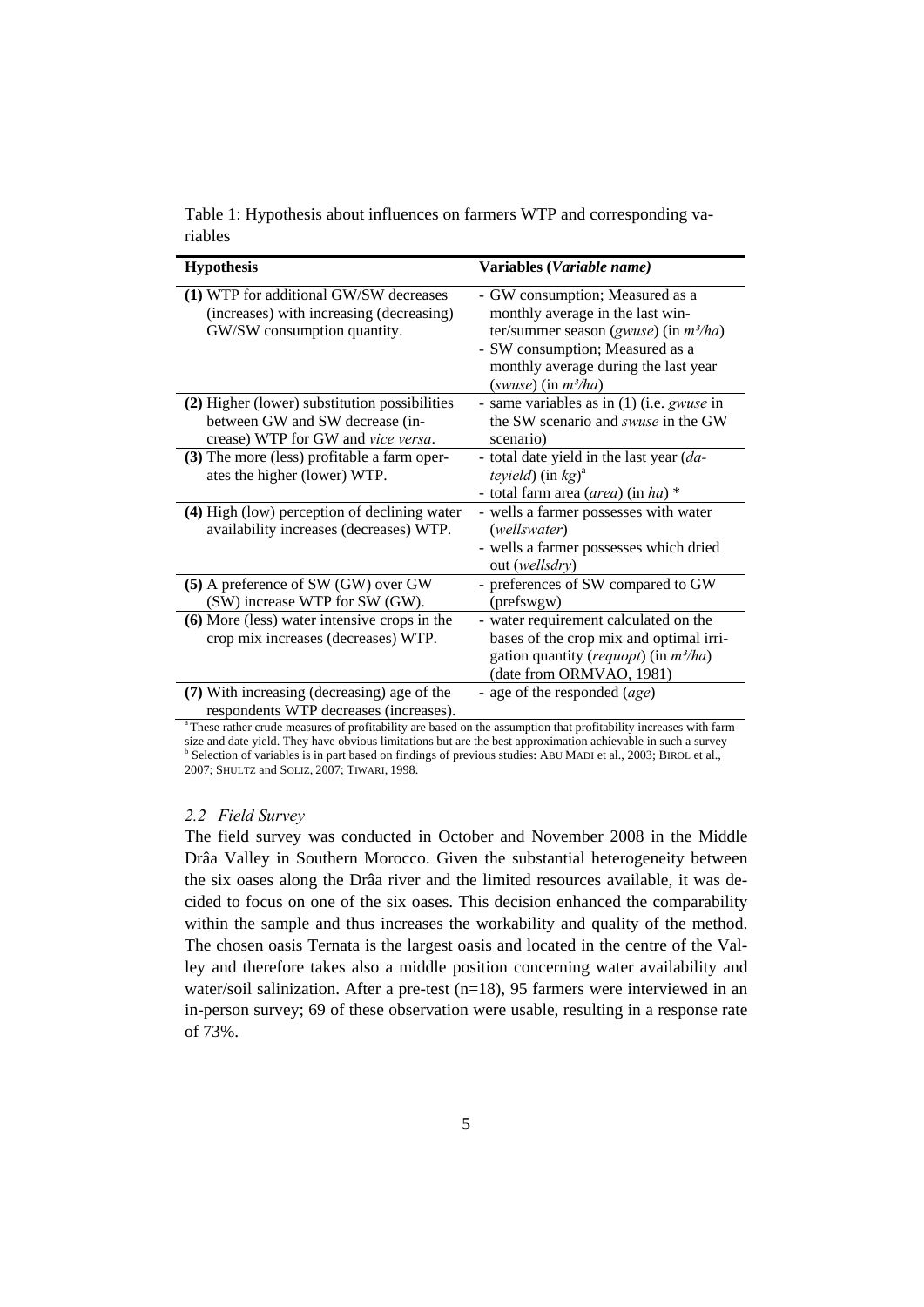Table 1: Hypothesis about influences on farmers WTP and corresponding variables

| **Hypothesis** | **Variables (*Variable name*)** |
|---|---|
| **(1)** WTP for additional GW/SW decreases (increases) with increasing (decreasing) GW/SW consumption quantity. | - GW consumption; Measured as a monthly average in the last winter/summer season (*gwuse*) (in *m³/ha*)<br>- SW consumption; Measured as a monthly average during the last year (*swuse*) (in *m³/ha*) |
| **(2)** Higher (lower) substitution possibilities between GW and SW decrease (increase) WTP for GW and *vice versa*. | - same variables as in (1) (i.e. *gwuse* in the SW scenario and *swuse* in the GW scenario) |
| **(3)** The more (less) profitable a farm operates the higher (lower) WTP. | - total date yield in the last year (*dateyield*) (in *kg*)[a]<br>- total farm area (*area*) (in *ha*) * |
| **(4)** High (low) perception of declining water availability increases (decreases) WTP. | - wells a farmer possesses with water (*wellswater*)<br>- wells a farmer possesses which dried out (*wellsdry*) |
| **(5)** A preference of SW (GW) over GW (SW) increase WTP for SW (GW). | - preferences of SW compared to GW (prefswgw) |
| **(6)** More (less) water intensive crops in the crop mix increases (decreases) WTP. | - water requirement calculated on the bases of the crop mix and optimal irrigation quantity (*requopt*) (in *m³/ha*) (date from ORMVAO, 1981) |
| **(7)** With increasing (decreasing) age of the respondents WTP decreases (increases). | - age of the responded (*age*) |

[a] These rather crude measures of profitability are based on the assumption that profitability increases with farm size and date yield. They have obvious limitations but are the best approximation achievable in such a survey
[b] Selection of variables is in part based on findings of previous studies: ABU MADI et al., 2003; BIROL et al., 2007; SHULTZ and SOLIZ, 2007; TIWARI, 1998.

### *2.2 Field Survey*

The field survey was conducted in October and November 2008 in the Middle Drâa Valley in Southern Morocco. Given the substantial heterogeneity between the six oases along the Drâa river and the limited resources available, it was decided to focus on one of the six oases. This decision enhanced the comparability within the sample and thus increases the workability and quality of the method. The chosen oasis Ternata is the largest oasis and located in the centre of the Valley and therefore takes also a middle position concerning water availability and water/soil salinization. After a pre-test (n=18), 95 farmers were interviewed in an in-person survey; 69 of these observation were usable, resulting in a response rate of 73%.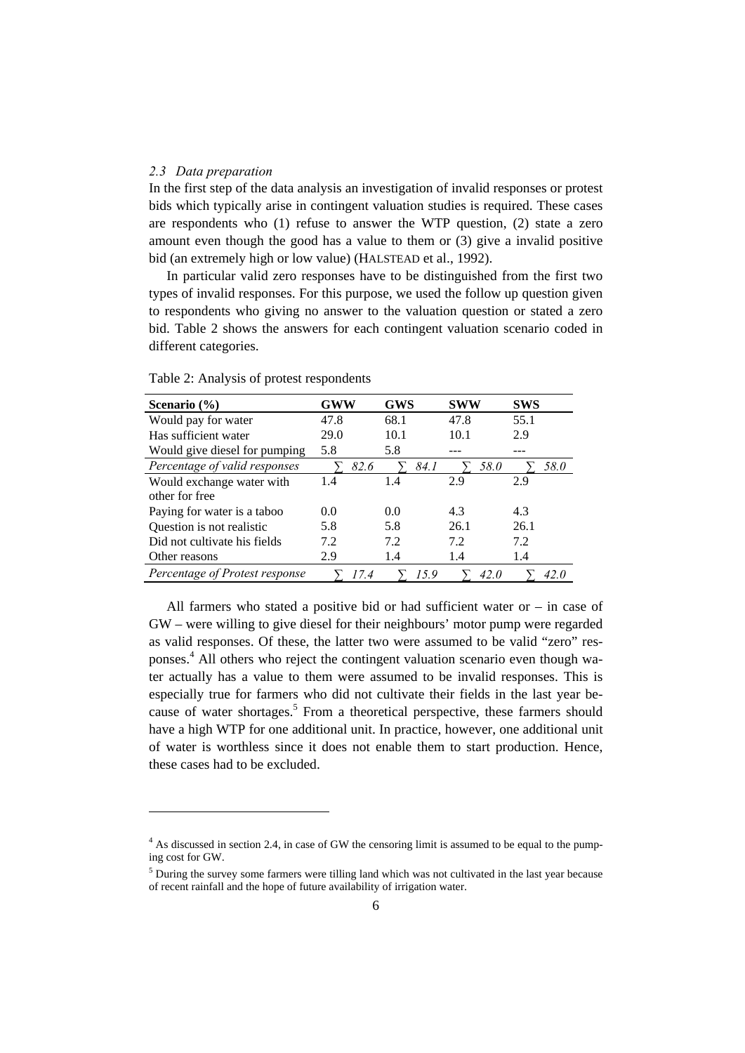### 2.3 Data preparation

In the first step of the data analysis an investigation of invalid responses or protest bids which typically arise in contingent valuation studies is required. These cases are respondents who (1) refuse to answer the WTP question, (2) state a zero amount even though the good has a value to them or (3) give a invalid positive bid (an extremely high or low value) (HALSTEAD et al., 1992).

In particular valid zero responses have to be distinguished from the first two types of invalid responses. For this purpose, we used the follow up question given to respondents who giving no answer to the valuation question or stated a zero bid. Table 2 shows the answers for each contingent valuation scenario coded in different categories.

Table 2: Analysis of protest respondents

| Scenario (%) | GWW | GWS | SWW | SWS |
|---|---|---|---|---|
| Would pay for water | 47.8 | 68.1 | 47.8 | 55.1 |
| Has sufficient water | 29.0 | 10.1 | 10.1 | 2.9 |
| Would give diesel for pumping | 5.8 | 5.8 | --- | --- |
| *Percentage of valid responses* | *∑ 82.6* | *∑ 84.1* | *∑ 58.0* | *∑ 58.0* |
| Would exchange water with other for free | 1.4 | 1.4 | 2.9 | 2.9 |
| Paying for water is a taboo | 0.0 | 0.0 | 4.3 | 4.3 |
| Question is not realistic | 5.8 | 5.8 | 26.1 | 26.1 |
| Did not cultivate his fields | 7.2 | 7.2 | 7.2 | 7.2 |
| Other reasons | 2.9 | 1.4 | 1.4 | 1.4 |
| *Percentage of Protest response* | *∑ 17.4* | *∑ 15.9* | *∑ 42.0* | *∑ 42.0* |

All farmers who stated a positive bid or had sufficient water or – in case of GW – were willing to give diesel for their neighbours' motor pump were regarded as valid responses. Of these, the latter two were assumed to be valid "zero" responses.[4] All others who reject the contingent valuation scenario even though water actually has a value to them were assumed to be invalid responses. This is especially true for farmers who did not cultivate their fields in the last year because of water shortages.[5] From a theoretical perspective, these farmers should have a high WTP for one additional unit. In practice, however, one additional unit of water is worthless since it does not enable them to start production. Hence, these cases had to be excluded.

---

[4] As discussed in section 2.4, in case of GW the censoring limit is assumed to be equal to the pumping cost for GW.

[5] During the survey some farmers were tilling land which was not cultivated in the last year because of recent rainfall and the hope of future availability of irrigation water.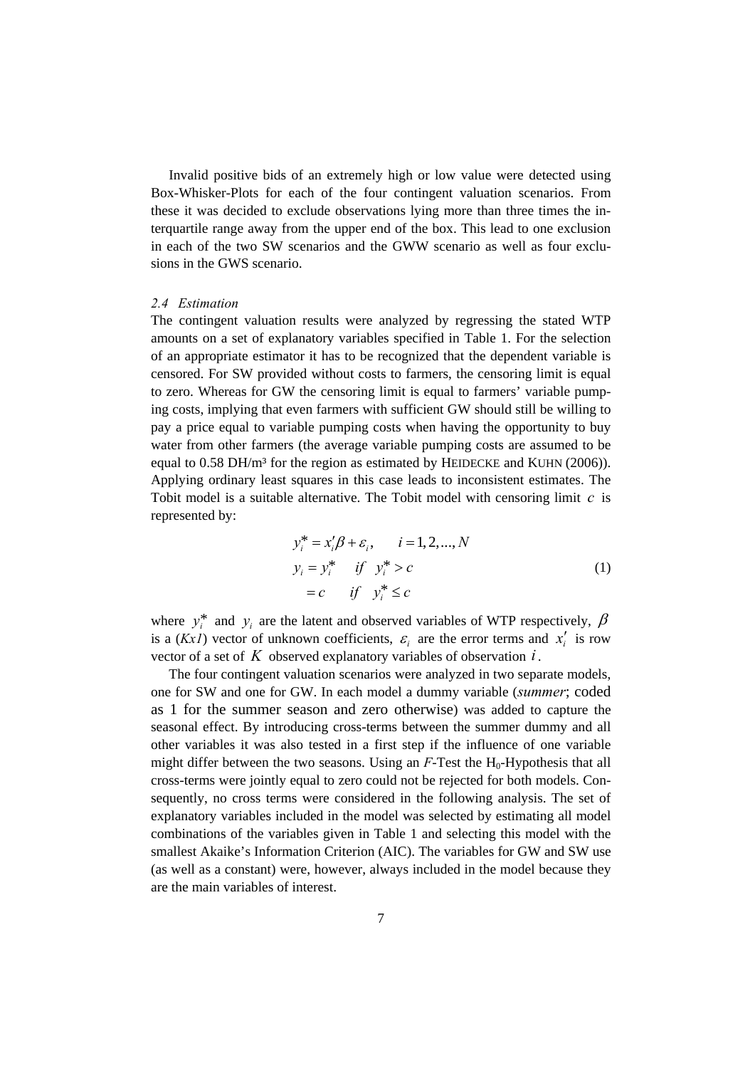Invalid positive bids of an extremely high or low value were detected using Box-Whisker-Plots for each of the four contingent valuation scenarios. From these it was decided to exclude observations lying more than three times the interquartile range away from the upper end of the box. This lead to one exclusion in each of the two SW scenarios and the GWW scenario as well as four exclusions in the GWS scenario.

### *2.4 Estimation*

The contingent valuation results were analyzed by regressing the stated WTP amounts on a set of explanatory variables specified in Table 1. For the selection of an appropriate estimator it has to be recognized that the dependent variable is censored. For SW provided without costs to farmers, the censoring limit is equal to zero. Whereas for GW the censoring limit is equal to farmers' variable pumping costs, implying that even farmers with sufficient GW should still be willing to pay a price equal to variable pumping costs when having the opportunity to buy water from other farmers (the average variable pumping costs are assumed to be equal to 0.58 DH/m³ for the region as estimated by HEIDECKE and KUHN (2006)). Applying ordinary least squares in this case leads to inconsistent estimates. The Tobit model is a suitable alternative. The Tobit model with censoring limit $c$ is represented by:

$$
\begin{aligned}
y_i^* &= x_i'\beta + \varepsilon_i, \qquad i = 1, 2, ..., N \\
y_i &= y_i^* \quad if \quad y_i^* > c \\
&= c \quad\; if \quad y_i^* \leq c
\end{aligned}
\tag{1}
$$

where $y_i^*$ and $y_i$ are the latent and observed variables of WTP respectively, $\beta$ is a ($Kx1$) vector of unknown coefficients, $\varepsilon_i$ are the error terms and $x_i'$ is row vector of a set of $K$ observed explanatory variables of observation $i$.

The four contingent valuation scenarios were analyzed in two separate models, one for SW and one for GW. In each model a dummy variable (*summer*; coded as 1 for the summer season and zero otherwise) was added to capture the seasonal effect. By introducing cross-terms between the summer dummy and all other variables it was also tested in a first step if the influence of one variable might differ between the two seasons. Using an $F$-Test the $H_0$-Hypothesis that all cross-terms were jointly equal to zero could not be rejected for both models. Consequently, no cross terms were considered in the following analysis. The set of explanatory variables included in the model was selected by estimating all model combinations of the variables given in Table 1 and selecting this model with the smallest Akaike's Information Criterion (AIC). The variables for GW and SW use (as well as a constant) were, however, always included in the model because they are the main variables of interest.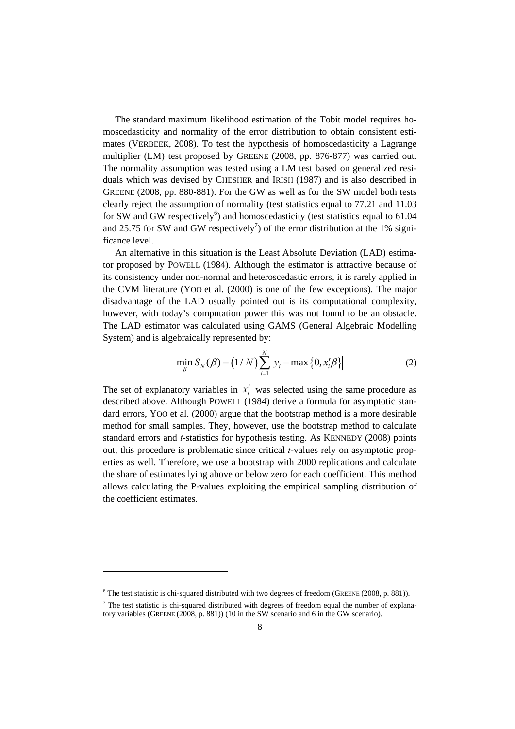The standard maximum likelihood estimation of the Tobit model requires homoscedasticity and normality of the error distribution to obtain consistent estimates (VERBEEK, 2008). To test the hypothesis of homoscedasticity a Lagrange multiplier (LM) test proposed by GREENE (2008, pp. 876-877) was carried out. The normality assumption was tested using a LM test based on generalized residuals which was devised by CHESHER and IRISH (1987) and is also described in GREENE (2008, pp. 880-881). For the GW as well as for the SW model both tests clearly reject the assumption of normality (test statistics equal to 77.21 and 11.03 for SW and GW respectively[6]) and homoscedasticity (test statistics equal to 61.04 and 25.75 for SW and GW respectively[7]) of the error distribution at the 1% significance level.

An alternative in this situation is the Least Absolute Deviation (LAD) estimator proposed by POWELL (1984). Although the estimator is attractive because of its consistency under non-normal and heteroscedastic errors, it is rarely applied in the CVM literature (YOO et al. (2000) is one of the few exceptions). The major disadvantage of the LAD usually pointed out is its computational complexity, however, with today's computation power this was not found to be an obstacle. The LAD estimator was calculated using GAMS (General Algebraic Modelling System) and is algebraically represented by:

$$\min_{\beta} S_N(\beta) = (1/N)\sum_{i=1}^{N} \left| y_i - \max\{0, x_i'\beta\} \right| \tag{2}$$

The set of explanatory variables in $x_i'$ was selected using the same procedure as described above. Although POWELL (1984) derive a formula for asymptotic standard errors, YOO et al. (2000) argue that the bootstrap method is a more desirable method for small samples. They, however, use the bootstrap method to calculate standard errors and *t*-statistics for hypothesis testing. As KENNEDY (2008) points out, this procedure is problematic since critical *t*-values rely on asymptotic properties as well. Therefore, we use a bootstrap with 2000 replications and calculate the share of estimates lying above or below zero for each coefficient. This method allows calculating the P-values exploiting the empirical sampling distribution of the coefficient estimates.

---

[6] The test statistic is chi-squared distributed with two degrees of freedom (GREENE (2008, p. 881)).

[7] The test statistic is chi-squared distributed with degrees of freedom equal the number of explanatory variables (GREENE (2008, p. 881)) (10 in the SW scenario and 6 in the GW scenario).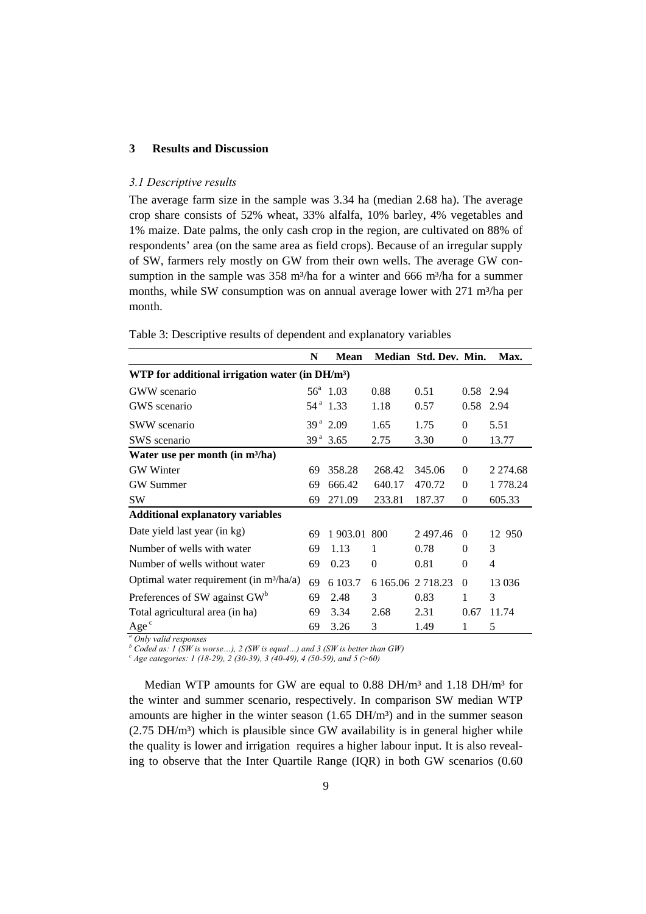## 3 Results and Discussion

### *3.1 Descriptive results*

The average farm size in the sample was 3.34 ha (median 2.68 ha). The average crop share consists of 52% wheat, 33% alfalfa, 10% barley, 4% vegetables and 1% maize. Date palms, the only cash crop in the region, are cultivated on 88% of respondents' area (on the same area as field crops). Because of an irregular supply of SW, farmers rely mostly on GW from their own wells. The average GW consumption in the sample was 358 m³/ha for a winter and 666 m³/ha for a summer months, while SW consumption was on annual average lower with 271 m³/ha per month.

Table 3: Descriptive results of dependent and explanatory variables

| | N | Mean | Median | Std. Dev. | Min. | Max. |
|---|---|---|---|---|---|---|
| **WTP for additional irrigation water (in DH/m³)** | | | | | | |
| GWW scenario | 56[a] | 1.03 | 0.88 | 0.51 | 0.58 | 2.94 |
| GWS scenario | 54[a] | 1.33 | 1.18 | 0.57 | 0.58 | 2.94 |
| SWW scenario | 39[a] | 2.09 | 1.65 | 1.75 | 0 | 5.51 |
| SWS scenario | 39[a] | 3.65 | 2.75 | 3.30 | 0 | 13.77 |
| **Water use per month (in m³/ha)** | | | | | | |
| GW Winter | 69 | 358.28 | 268.42 | 345.06 | 0 | 2 274.68 |
| GW Summer | 69 | 666.42 | 640.17 | 470.72 | 0 | 1 778.24 |
| SW | 69 | 271.09 | 233.81 | 187.37 | 0 | 605.33 |
| **Additional explanatory variables** | | | | | | |
| Date yield last year (in kg) | 69 | 1 903.01 | 800 | 2 497.46 | 0 | 12 950 |
| Number of wells with water | 69 | 1.13 | 1 | 0.78 | 0 | 3 |
| Number of wells without water | 69 | 0.23 | 0 | 0.81 | 0 | 4 |
| Optimal water requirement (in m³/ha/a) | 69 | 6 103.7 | 6 165.06 | 2 718.23 | 0 | 13 036 |
| Preferences of SW against GW[b] | 69 | 2.48 | 3 | 0.83 | 1 | 3 |
| Total agricultural area (in ha) | 69 | 3.34 | 2.68 | 2.31 | 0.67 | 11.74 |
| Age[c] | 69 | 3.26 | 3 | 1.49 | 1 | 5 |

*[a] Only valid responses*
*[b] Coded as: 1 (SW is worse…), 2 (SW is equal…) and 3 (SW is better than GW)*
*[c] Age categories: 1 (18-29), 2 (30-39), 3 (40-49), 4 (50-59), and 5 (>60)*

Median WTP amounts for GW are equal to 0.88 DH/m³ and 1.18 DH/m³ for the winter and summer scenario, respectively. In comparison SW median WTP amounts are higher in the winter season (1.65 DH/m³) and in the summer season (2.75 DH/m³) which is plausible since GW availability is in general higher while the quality is lower and irrigation requires a higher labour input. It is also revealing to observe that the Inter Quartile Range (IQR) in both GW scenarios (0.60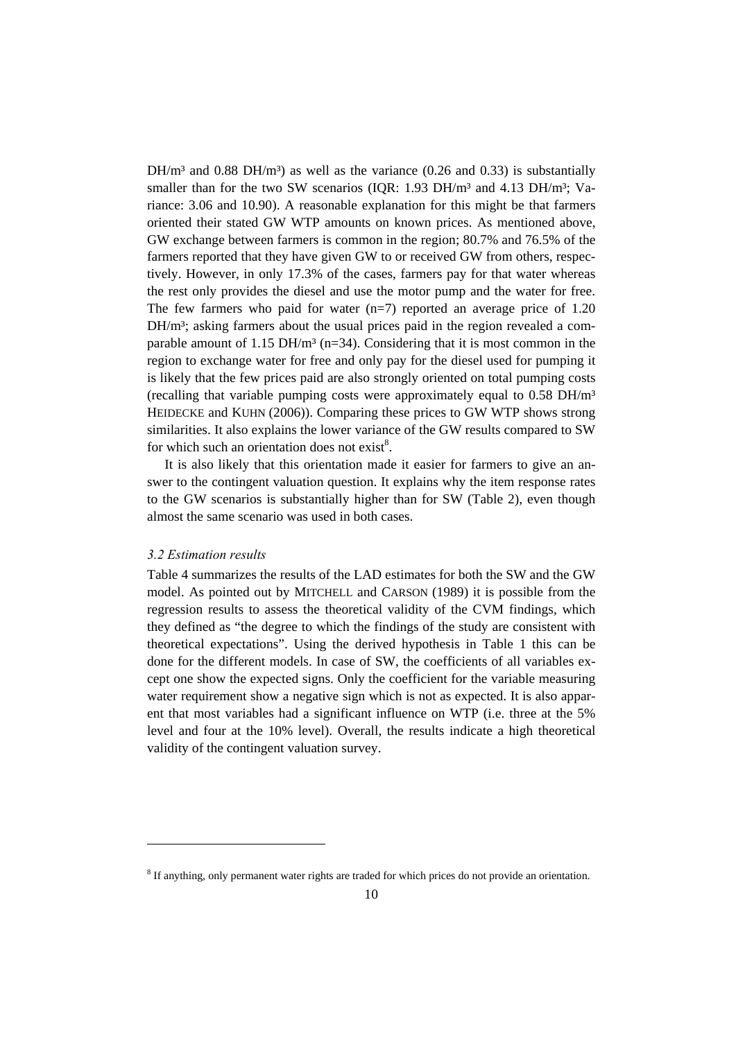DH/m³ and 0.88 DH/m³) as well as the variance (0.26 and 0.33) is substantially smaller than for the two SW scenarios (IQR: 1.93 DH/m³ and 4.13 DH/m³; Variance: 3.06 and 10.90). A reasonable explanation for this might be that farmers oriented their stated GW WTP amounts on known prices. As mentioned above, GW exchange between farmers is common in the region; 80.7% and 76.5% of the farmers reported that they have given GW to or received GW from others, respectively. However, in only 17.3% of the cases, farmers pay for that water whereas the rest only provides the diesel and use the motor pump and the water for free. The few farmers who paid for water (n=7) reported an average price of 1.20 DH/m³; asking farmers about the usual prices paid in the region revealed a comparable amount of 1.15 DH/m³ (n=34). Considering that it is most common in the region to exchange water for free and only pay for the diesel used for pumping it is likely that the few prices paid are also strongly oriented on total pumping costs (recalling that variable pumping costs were approximately equal to 0.58 DH/m³ HEIDECKE and KUHN (2006)). Comparing these prices to GW WTP shows strong similarities. It also explains the lower variance of the GW results compared to SW for which such an orientation does not exist[8].

It is also likely that this orientation made it easier for farmers to give an answer to the contingent valuation question. It explains why the item response rates to the GW scenarios is substantially higher than for SW (Table 2), even though almost the same scenario was used in both cases.

### *3.2 Estimation results*

Table 4 summarizes the results of the LAD estimates for both the SW and the GW model. As pointed out by MITCHELL and CARSON (1989) it is possible from the regression results to assess the theoretical validity of the CVM findings, which they defined as "the degree to which the findings of the study are consistent with theoretical expectations". Using the derived hypothesis in Table 1 this can be done for the different models. In case of SW, the coefficients of all variables except one show the expected signs. Only the coefficient for the variable measuring water requirement show a negative sign which is not as expected. It is also apparent that most variables had a significant influence on WTP (i.e. three at the 5% level and four at the 10% level). Overall, the results indicate a high theoretical validity of the contingent valuation survey.

---

[8] If anything, only permanent water rights are traded for which prices do not provide an orientation.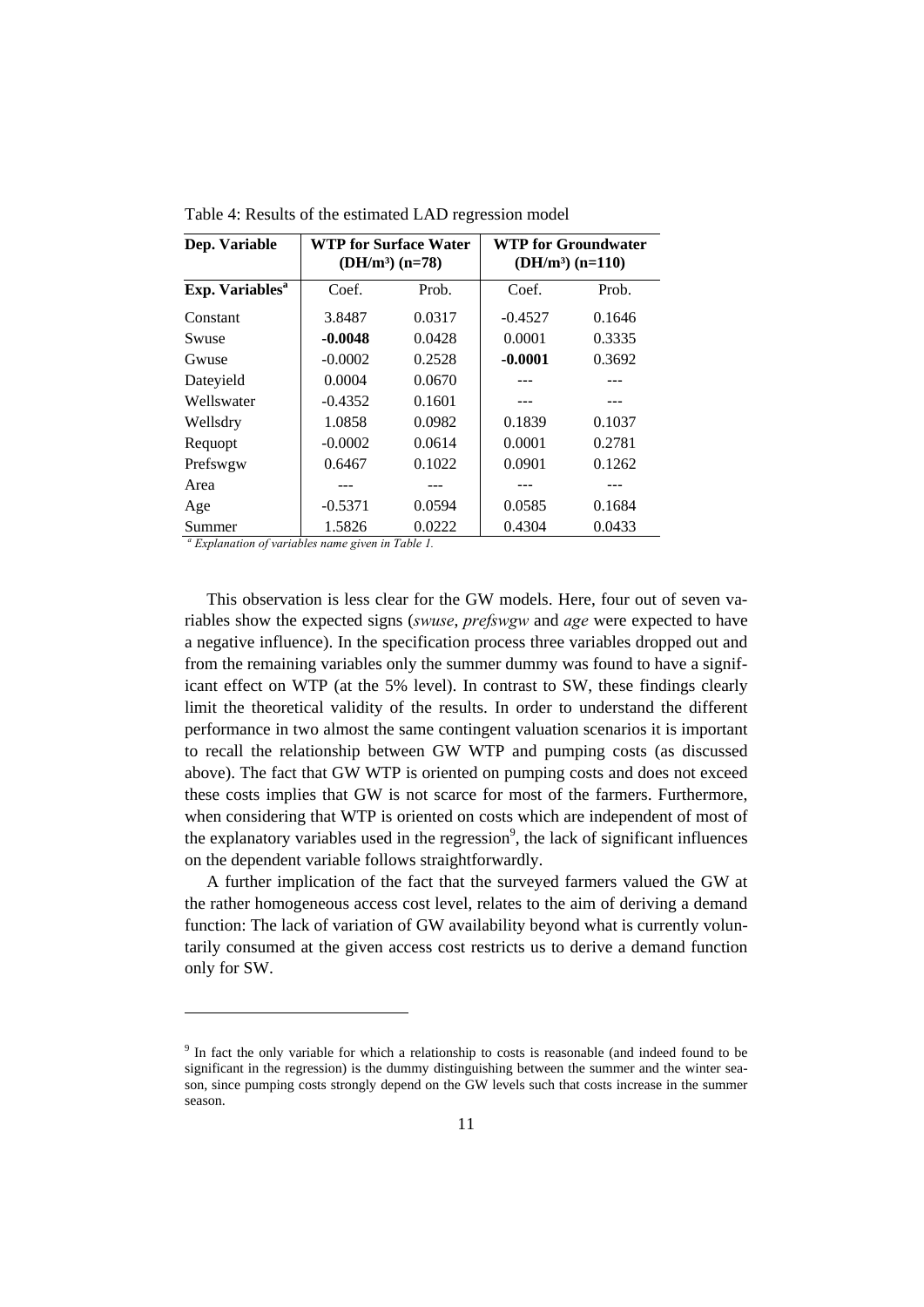Table 4: Results of the estimated LAD regression model

| Dep. Variable | WTP for Surface Water (DH/m³) (n=78) | | WTP for Groundwater (DH/m³) (n=110) | |
|---|---|---|---|---|
| **Exp. Variables**[a] | Coef. | Prob. | Coef. | Prob. |
| Constant | 3.8487 | 0.0317 | -0.4527 | 0.1646 |
| Swuse | **-0.0048** | 0.0428 | 0.0001 | 0.3335 |
| Gwuse | -0.0002 | 0.2528 | **-0.0001** | 0.3692 |
| Dateyield | 0.0004 | 0.0670 | --- | --- |
| Wellswater | -0.4352 | 0.1601 | --- | --- |
| Wellsdry | 1.0858 | 0.0982 | 0.1839 | 0.1037 |
| Requopt | -0.0002 | 0.0614 | 0.0001 | 0.2781 |
| Prefswgw | 0.6467 | 0.1022 | 0.0901 | 0.1262 |
| Area | --- | --- | --- | --- |
| Age | -0.5371 | 0.0594 | 0.0585 | 0.1684 |
| Summer | 1.5826 | 0.0222 | 0.4304 | 0.0433 |

[a] *Explanation of variables name given in Table 1.*

This observation is less clear for the GW models. Here, four out of seven variables show the expected signs (*swuse*, *prefswgw* and *age* were expected to have a negative influence). In the specification process three variables dropped out and from the remaining variables only the summer dummy was found to have a significant effect on WTP (at the 5% level). In contrast to SW, these findings clearly limit the theoretical validity of the results. In order to understand the different performance in two almost the same contingent valuation scenarios it is important to recall the relationship between GW WTP and pumping costs (as discussed above). The fact that GW WTP is oriented on pumping costs and does not exceed these costs implies that GW is not scarce for most of the farmers. Furthermore, when considering that WTP is oriented on costs which are independent of most of the explanatory variables used in the regression[9], the lack of significant influences on the dependent variable follows straightforwardly.

A further implication of the fact that the surveyed farmers valued the GW at the rather homogeneous access cost level, relates to the aim of deriving a demand function: The lack of variation of GW availability beyond what is currently voluntarily consumed at the given access cost restricts us to derive a demand function only for SW.

[9] In fact the only variable for which a relationship to costs is reasonable (and indeed found to be significant in the regression) is the dummy distinguishing between the summer and the winter season, since pumping costs strongly depend on the GW levels such that costs increase in the summer season.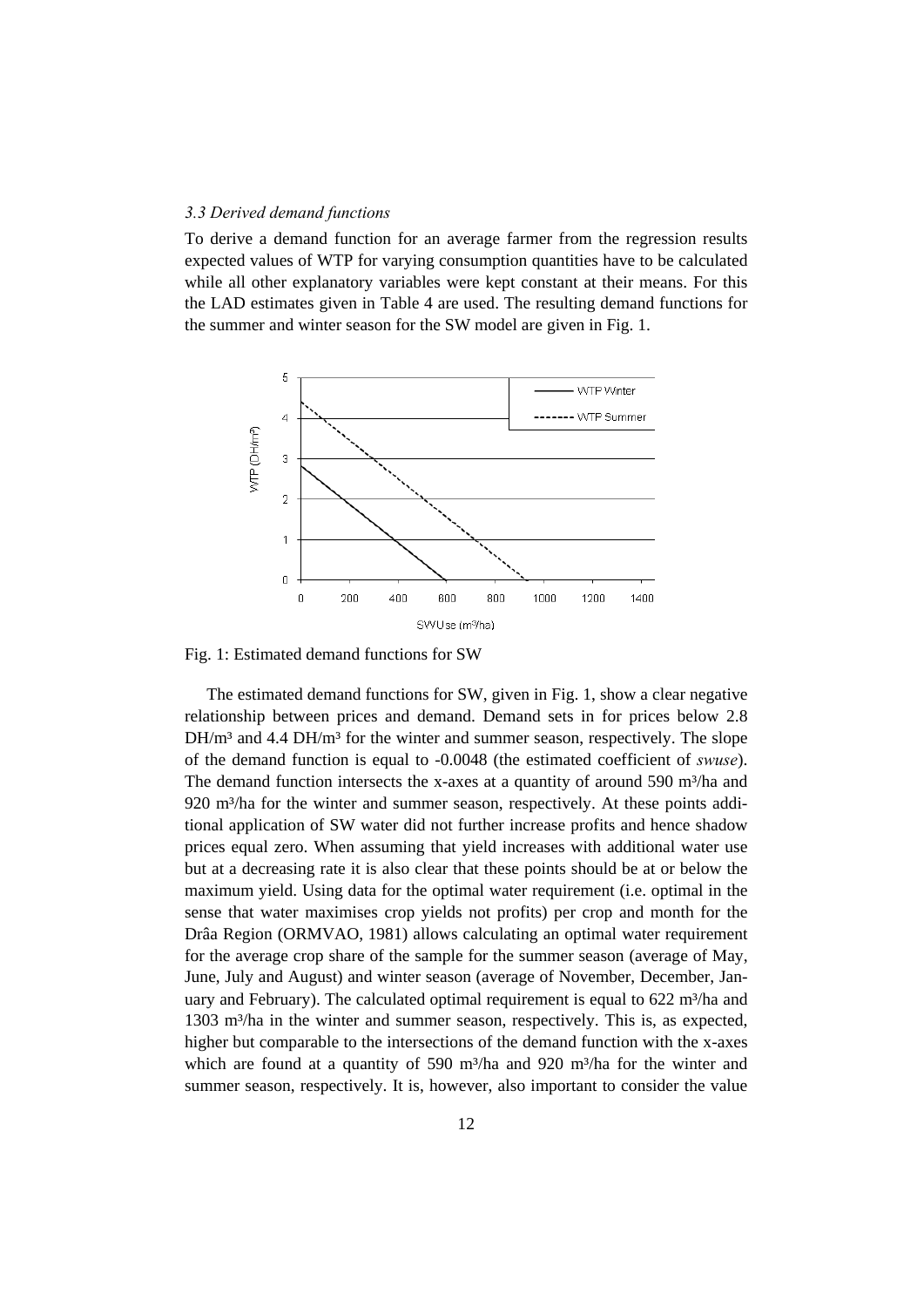### *3.3 Derived demand functions*

To derive a demand function for an average farmer from the regression results expected values of WTP for varying consumption quantities have to be calculated while all other explanatory variables were kept constant at their means. For this the LAD estimates given in Table 4 are used. The resulting demand functions for the summer and winter season for the SW model are given in Fig. 1.

Fig. 1: Estimated demand functions for SW

The estimated demand functions for SW, given in Fig. 1, show a clear negative relationship between prices and demand. Demand sets in for prices below 2.8 DH/m³ and 4.4 DH/m³ for the winter and summer season, respectively. The slope of the demand function is equal to -0.0048 (the estimated coefficient of *swuse*). The demand function intersects the x-axes at a quantity of around 590 m³/ha and 920 m³/ha for the winter and summer season, respectively. At these points additional application of SW water did not further increase profits and hence shadow prices equal zero. When assuming that yield increases with additional water use but at a decreasing rate it is also clear that these points should be at or below the maximum yield. Using data for the optimal water requirement (i.e. optimal in the sense that water maximises crop yields not profits) per crop and month for the Drâa Region (ORMVAO, 1981) allows calculating an optimal water requirement for the average crop share of the sample for the summer season (average of May, June, July and August) and winter season (average of November, December, January and February). The calculated optimal requirement is equal to 622 m³/ha and 1303 m³/ha in the winter and summer season, respectively. This is, as expected, higher but comparable to the intersections of the demand function with the x-axes which are found at a quantity of 590 m³/ha and 920 m³/ha for the winter and summer season, respectively. It is, however, also important to consider the value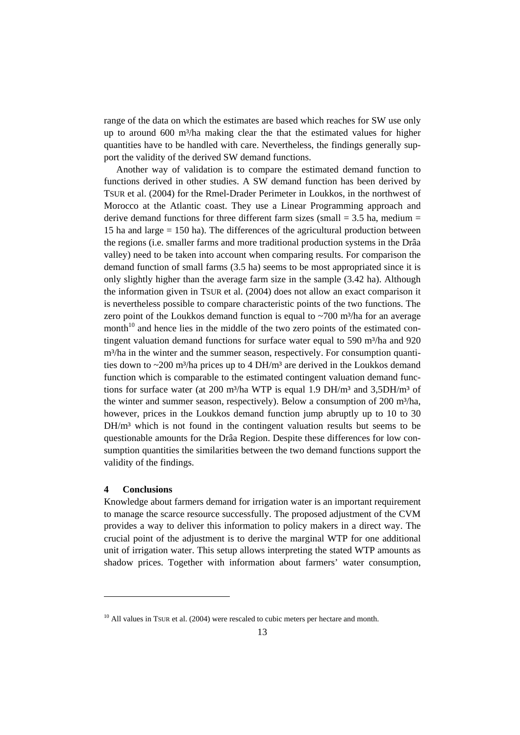range of the data on which the estimates are based which reaches for SW use only up to around 600 m³/ha making clear the that the estimated values for higher quantities have to be handled with care. Nevertheless, the findings generally support the validity of the derived SW demand functions.

Another way of validation is to compare the estimated demand function to functions derived in other studies. A SW demand function has been derived by TSUR et al. (2004) for the Rmel-Drader Perimeter in Loukkos, in the northwest of Morocco at the Atlantic coast. They use a Linear Programming approach and derive demand functions for three different farm sizes (small = 3.5 ha, medium = 15 ha and large = 150 ha). The differences of the agricultural production between the regions (i.e. smaller farms and more traditional production systems in the Drâa valley) need to be taken into account when comparing results. For comparison the demand function of small farms (3.5 ha) seems to be most appropriated since it is only slightly higher than the average farm size in the sample (3.42 ha). Although the information given in TSUR et al. (2004) does not allow an exact comparison it is nevertheless possible to compare characteristic points of the two functions. The zero point of the Loukkos demand function is equal to ~700 m³/ha for an average month[10] and hence lies in the middle of the two zero points of the estimated contingent valuation demand functions for surface water equal to 590 m³/ha and 920 m³/ha in the winter and the summer season, respectively. For consumption quantities down to ~200 m³/ha prices up to 4 DH/m³ are derived in the Loukkos demand function which is comparable to the estimated contingent valuation demand functions for surface water (at 200 m³/ha WTP is equal 1.9 DH/m³ and 3,5DH/m³ of the winter and summer season, respectively). Below a consumption of 200 m³/ha, however, prices in the Loukkos demand function jump abruptly up to 10 to 30 DH/m³ which is not found in the contingent valuation results but seems to be questionable amounts for the Drâa Region. Despite these differences for low consumption quantities the similarities between the two demand functions support the validity of the findings.

## 4 Conclusions

Knowledge about farmers demand for irrigation water is an important requirement to manage the scarce resource successfully. The proposed adjustment of the CVM provides a way to deliver this information to policy makers in a direct way. The crucial point of the adjustment is to derive the marginal WTP for one additional unit of irrigation water. This setup allows interpreting the stated WTP amounts as shadow prices. Together with information about farmers' water consumption,

[10] All values in TSUR et al. (2004) were rescaled to cubic meters per hectare and month.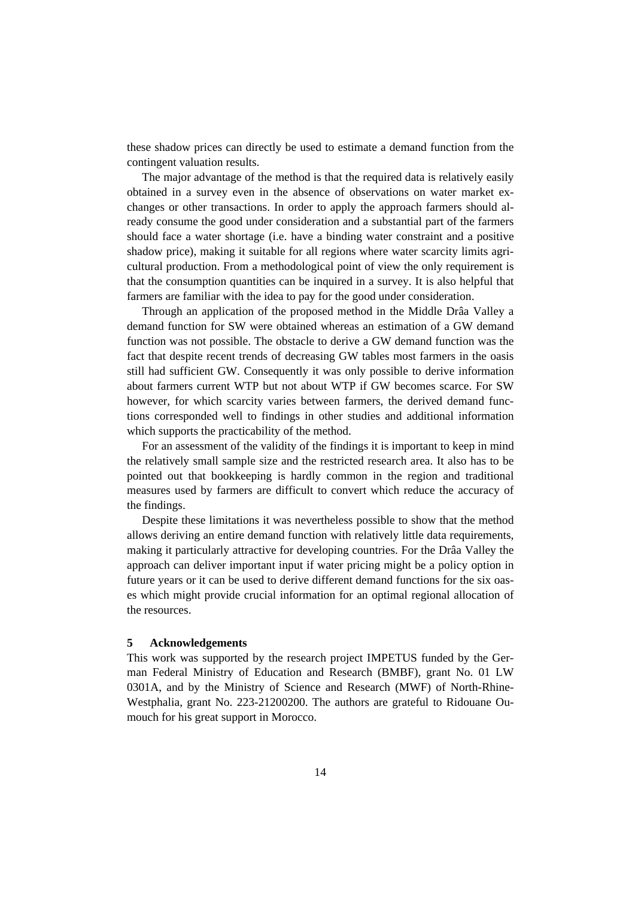these shadow prices can directly be used to estimate a demand function from the contingent valuation results.

The major advantage of the method is that the required data is relatively easily obtained in a survey even in the absence of observations on water market exchanges or other transactions. In order to apply the approach farmers should already consume the good under consideration and a substantial part of the farmers should face a water shortage (i.e. have a binding water constraint and a positive shadow price), making it suitable for all regions where water scarcity limits agricultural production. From a methodological point of view the only requirement is that the consumption quantities can be inquired in a survey. It is also helpful that farmers are familiar with the idea to pay for the good under consideration.

Through an application of the proposed method in the Middle Drâa Valley a demand function for SW were obtained whereas an estimation of a GW demand function was not possible. The obstacle to derive a GW demand function was the fact that despite recent trends of decreasing GW tables most farmers in the oasis still had sufficient GW. Consequently it was only possible to derive information about farmers current WTP but not about WTP if GW becomes scarce. For SW however, for which scarcity varies between farmers, the derived demand functions corresponded well to findings in other studies and additional information which supports the practicability of the method.

For an assessment of the validity of the findings it is important to keep in mind the relatively small sample size and the restricted research area. It also has to be pointed out that bookkeeping is hardly common in the region and traditional measures used by farmers are difficult to convert which reduce the accuracy of the findings.

Despite these limitations it was nevertheless possible to show that the method allows deriving an entire demand function with relatively little data requirements, making it particularly attractive for developing countries. For the Drâa Valley the approach can deliver important input if water pricing might be a policy option in future years or it can be used to derive different demand functions for the six oases which might provide crucial information for an optimal regional allocation of the resources.

## 5 Acknowledgements

This work was supported by the research project IMPETUS funded by the German Federal Ministry of Education and Research (BMBF), grant No. 01 LW 0301A, and by the Ministry of Science and Research (MWF) of North-Rhine-Westphalia, grant No. 223-21200200. The authors are grateful to Ridouane Oumouch for his great support in Morocco.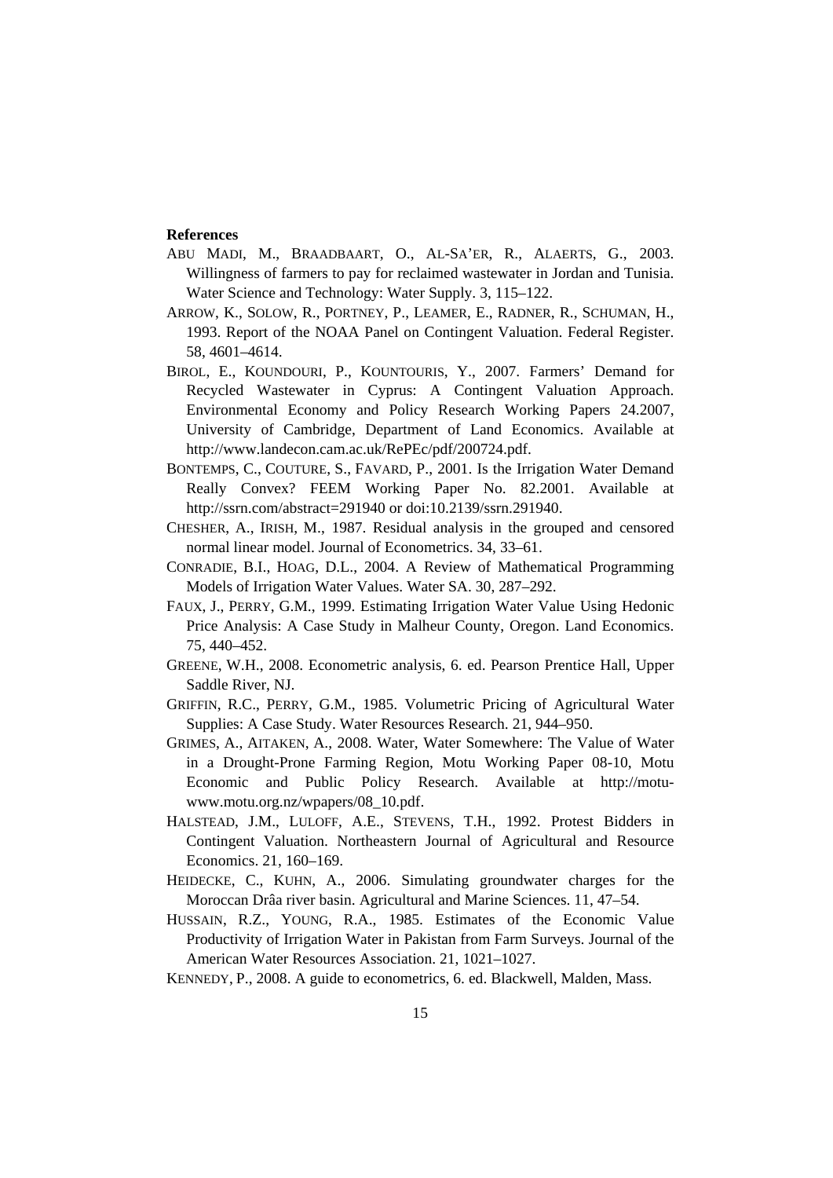**References**

ABU MADI, M., BRAADBAART, O., AL-SA'ER, R., ALAERTS, G., 2003. Willingness of farmers to pay for reclaimed wastewater in Jordan and Tunisia. Water Science and Technology: Water Supply. 3, 115–122.

ARROW, K., SOLOW, R., PORTNEY, P., LEAMER, E., RADNER, R., SCHUMAN, H., 1993. Report of the NOAA Panel on Contingent Valuation. Federal Register. 58, 4601–4614.

BIROL, E., KOUNDOURI, P., KOUNTOURIS, Y., 2007. Farmers' Demand for Recycled Wastewater in Cyprus: A Contingent Valuation Approach. Environmental Economy and Policy Research Working Papers 24.2007, University of Cambridge, Department of Land Economics. Available at http://www.landecon.cam.ac.uk/RePEc/pdf/200724.pdf.

BONTEMPS, C., COUTURE, S., FAVARD, P., 2001. Is the Irrigation Water Demand Really Convex? FEEM Working Paper No. 82.2001. Available at http://ssrn.com/abstract=291940 or doi:10.2139/ssrn.291940.

CHESHER, A., IRISH, M., 1987. Residual analysis in the grouped and censored normal linear model. Journal of Econometrics. 34, 33–61.

CONRADIE, B.I., HOAG, D.L., 2004. A Review of Mathematical Programming Models of Irrigation Water Values. Water SA. 30, 287–292.

FAUX, J., PERRY, G.M., 1999. Estimating Irrigation Water Value Using Hedonic Price Analysis: A Case Study in Malheur County, Oregon. Land Economics. 75, 440–452.

GREENE, W.H., 2008. Econometric analysis, 6. ed. Pearson Prentice Hall, Upper Saddle River, NJ.

GRIFFIN, R.C., PERRY, G.M., 1985. Volumetric Pricing of Agricultural Water Supplies: A Case Study. Water Resources Research. 21, 944–950.

GRIMES, A., AITAKEN, A., 2008. Water, Water Somewhere: The Value of Water in a Drought-Prone Farming Region, Motu Working Paper 08-10, Motu Economic and Public Policy Research. Available at http://motu-www.motu.org.nz/wpapers/08_10.pdf.

HALSTEAD, J.M., LULOFF, A.E., STEVENS, T.H., 1992. Protest Bidders in Contingent Valuation. Northeastern Journal of Agricultural and Resource Economics. 21, 160–169.

HEIDECKE, C., KUHN, A., 2006. Simulating groundwater charges for the Moroccan Drâa river basin. Agricultural and Marine Sciences. 11, 47–54.

HUSSAIN, R.Z., YOUNG, R.A., 1985. Estimates of the Economic Value Productivity of Irrigation Water in Pakistan from Farm Surveys. Journal of the American Water Resources Association. 21, 1021–1027.

KENNEDY, P., 2008. A guide to econometrics, 6. ed. Blackwell, Malden, Mass.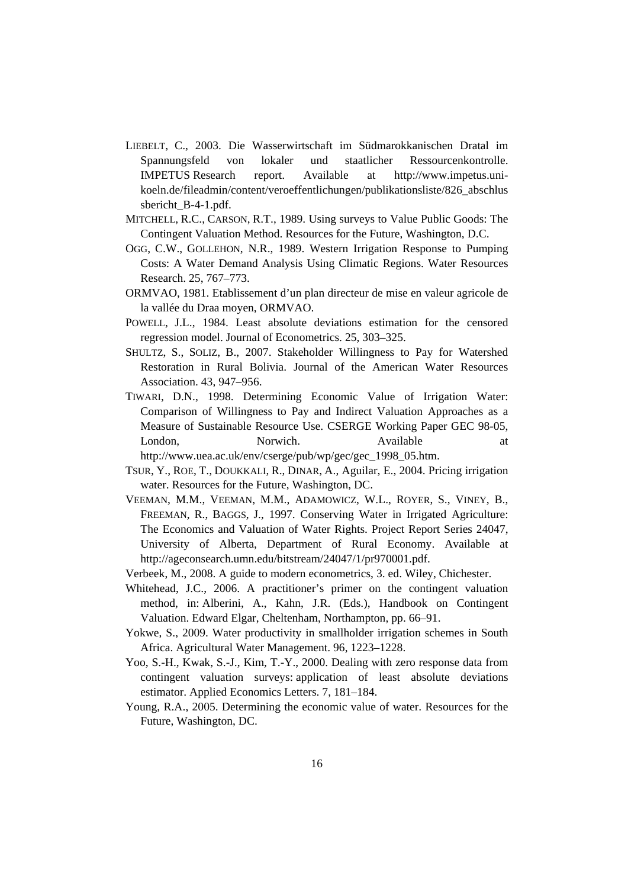LIEBELT, C., 2003. Die Wasserwirtschaft im Südmarokkanischen Dratal im Spannungsfeld von lokaler und staatlicher Ressourcenkontrolle. IMPETUS Research report. Available at http://www.impetus.uni-koeln.de/fileadmin/content/veroeffentlichungen/publikationsliste/826_abschlussbericht_B-4-1.pdf.

MITCHELL, R.C., CARSON, R.T., 1989. Using surveys to Value Public Goods: The Contingent Valuation Method. Resources for the Future, Washington, D.C.

OGG, C.W., GOLLEHON, N.R., 1989. Western Irrigation Response to Pumping Costs: A Water Demand Analysis Using Climatic Regions. Water Resources Research. 25, 767–773.

ORMVAO, 1981. Etablissement d'un plan directeur de mise en valeur agricole de la vallée du Draa moyen, ORMVAO.

POWELL, J.L., 1984. Least absolute deviations estimation for the censored regression model. Journal of Econometrics. 25, 303–325.

SHULTZ, S., SOLIZ, B., 2007. Stakeholder Willingness to Pay for Watershed Restoration in Rural Bolivia. Journal of the American Water Resources Association. 43, 947–956.

TIWARI, D.N., 1998. Determining Economic Value of Irrigation Water: Comparison of Willingness to Pay and Indirect Valuation Approaches as a Measure of Sustainable Resource Use. CSERGE Working Paper GEC 98-05, London, Norwich. Available at http://www.uea.ac.uk/env/cserge/pub/wp/gec/gec_1998_05.htm.

TSUR, Y., ROE, T., DOUKKALI, R., DINAR, A., Aguilar, E., 2004. Pricing irrigation water. Resources for the Future, Washington, DC.

VEEMAN, M.M., VEEMAN, M.M., ADAMOWICZ, W.L., ROYER, S., VINEY, B., FREEMAN, R., BAGGS, J., 1997. Conserving Water in Irrigated Agriculture: The Economics and Valuation of Water Rights. Project Report Series 24047, University of Alberta, Department of Rural Economy. Available at http://ageconsearch.umn.edu/bitstream/24047/1/pr970001.pdf.

Verbeek, M., 2008. A guide to modern econometrics, 3. ed. Wiley, Chichester.

Whitehead, J.C., 2006. A practitioner's primer on the contingent valuation method, in: Alberini, A., Kahn, J.R. (Eds.), Handbook on Contingent Valuation. Edward Elgar, Cheltenham, Northampton, pp. 66–91.

Yokwe, S., 2009. Water productivity in smallholder irrigation schemes in South Africa. Agricultural Water Management. 96, 1223–1228.

Yoo, S.-H., Kwak, S.-J., Kim, T.-Y., 2000. Dealing with zero response data from contingent valuation surveys: application of least absolute deviations estimator. Applied Economics Letters. 7, 181–184.

Young, R.A., 2005. Determining the economic value of water. Resources for the Future, Washington, DC.